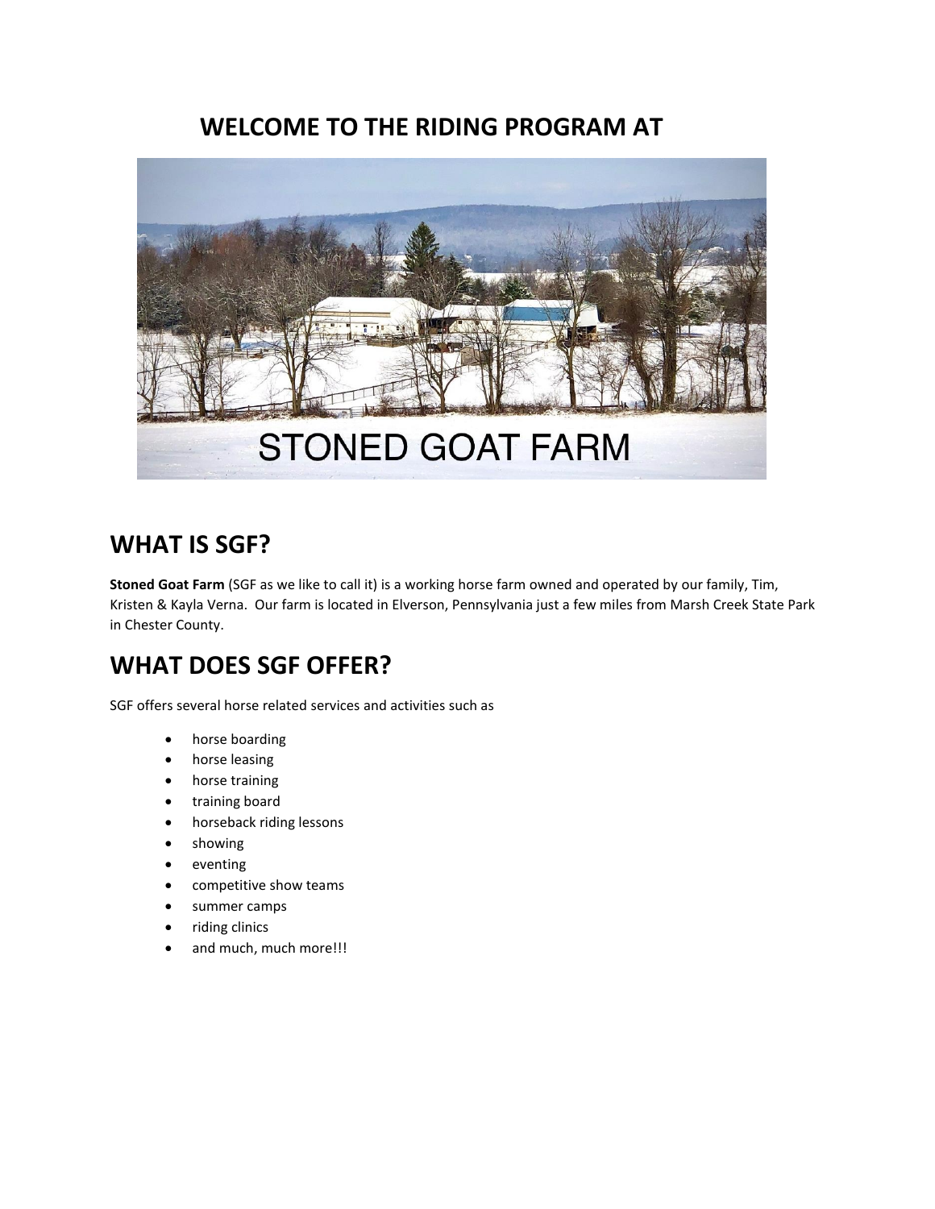# WELCOME TO THE RIDING PROGRAM AT

STONED GOAT FARM

## WHAT IS SGF?

**Stoned Goat Farm** (SGF as we like to call it) is a working horse farm owned and operated by our family, Tim, Kristen & Kayla Verna. Our farm is located in Elverson, Pennsylvania just a few miles from Marsh Creek State Park in Chester County.

## WHAT DOES SGF OFFER?

SGF offers several horse related services and activities such as

- horse boarding
- horse leasing
- horse training
- training board
- horseback riding lessons
- showing
- eventing
- competitive show teams
- summer camps
- riding clinics
- and much, much more!!!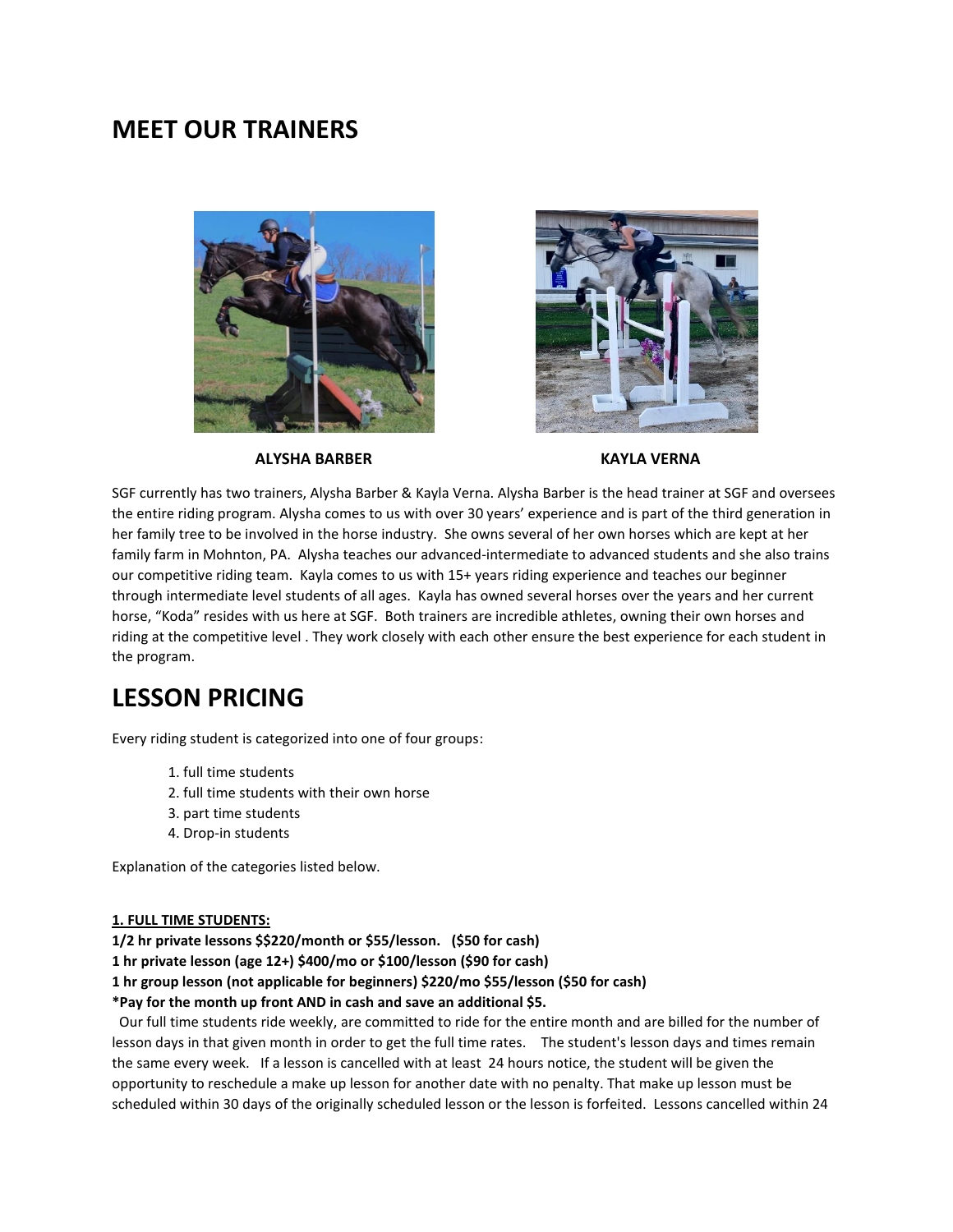## MEET OUR TRAINERS

**ALYSHA BARBER** **KAYLA VERNA**

SGF currently has two trainers, Alysha Barber & Kayla Verna. Alysha Barber is the head trainer at SGF and oversees the entire riding program. Alysha comes to us with over 30 years' experience and is part of the third generation in her family tree to be involved in the horse industry. She owns several of her own horses which are kept at her family farm in Mohnton, PA. Alysha teaches our advanced-intermediate to advanced students and she also trains our competitive riding team. Kayla comes to us with 15+ years riding experience and teaches our beginner through intermediate level students of all ages. Kayla has owned several horses over the years and her current horse, "Koda" resides with us here at SGF. Both trainers are incredible athletes, owning their own horses and riding at the competitive level . They work closely with each other ensure the best experience for each student in the program.

## LESSON PRICING

Every riding student is categorized into one of four groups:

1. full time students
2. full time students with their own horse
3. part time students
4. Drop-in students

Explanation of the categories listed below.

**1. FULL TIME STUDENTS:**

**1/2 hr private lessons $$220/month or $55/lesson. ($50 for cash)**
**1 hr private lesson (age 12+) $400/mo or $100/lesson ($90 for cash)**
**1 hr group lesson (not applicable for beginners) $220/mo $55/lesson ($50 for cash)**
***Pay for the month up front AND in cash and save an additional $5.**

Our full time students ride weekly, are committed to ride for the entire month and are billed for the number of lesson days in that given month in order to get the full time rates. The student's lesson days and times remain the same every week. If a lesson is cancelled with at least 24 hours notice, the student will be given the opportunity to reschedule a make up lesson for another date with no penalty. That make up lesson must be scheduled within 30 days of the originally scheduled lesson or the lesson is forfeited. Lessons cancelled within 24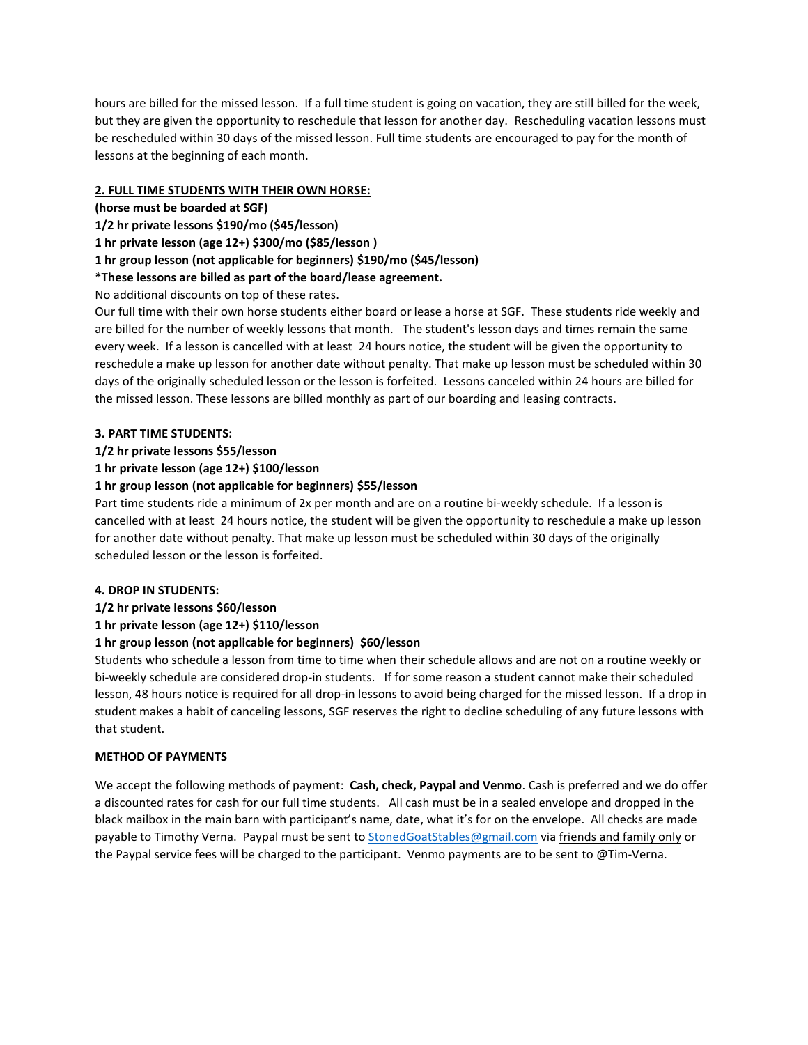hours are billed for the missed lesson. If a full time student is going on vacation, they are still billed for the week, but they are given the opportunity to reschedule that lesson for another day. Rescheduling vacation lessons must be rescheduled within 30 days of the missed lesson. Full time students are encouraged to pay for the month of lessons at the beginning of each month.

**2. FULL TIME STUDENTS WITH THEIR OWN HORSE:**

**(horse must be boarded at SGF)**

**1/2 hr private lessons $190/mo ($45/lesson)**

**1 hr private lesson (age 12+) $300/mo ($85/lesson )**

**1 hr group lesson (not applicable for beginners) $190/mo ($45/lesson)**

***These lessons are billed as part of the board/lease agreement.**

No additional discounts on top of these rates.

Our full time with their own horse students either board or lease a horse at SGF. These students ride weekly and are billed for the number of weekly lessons that month. The student's lesson days and times remain the same every week. If a lesson is cancelled with at least 24 hours notice, the student will be given the opportunity to reschedule a make up lesson for another date without penalty. That make up lesson must be scheduled within 30 days of the originally scheduled lesson or the lesson is forfeited. Lessons canceled within 24 hours are billed for the missed lesson. These lessons are billed monthly as part of our boarding and leasing contracts.

**3. PART TIME STUDENTS:**

**1/2 hr private lessons $55/lesson**

**1 hr private lesson (age 12+) $100/lesson**

**1 hr group lesson (not applicable for beginners) $55/lesson**

Part time students ride a minimum of 2x per month and are on a routine bi-weekly schedule. If a lesson is cancelled with at least 24 hours notice, the student will be given the opportunity to reschedule a make up lesson for another date without penalty. That make up lesson must be scheduled within 30 days of the originally scheduled lesson or the lesson is forfeited.

**4. DROP IN STUDENTS:**

**1/2 hr private lessons $60/lesson**

**1 hr private lesson (age 12+) $110/lesson**

**1 hr group lesson (not applicable for beginners) $60/lesson**

Students who schedule a lesson from time to time when their schedule allows and are not on a routine weekly or bi-weekly schedule are considered drop-in students. If for some reason a student cannot make their scheduled lesson, 48 hours notice is required for all drop-in lessons to avoid being charged for the missed lesson. If a drop in student makes a habit of canceling lessons, SGF reserves the right to decline scheduling of any future lessons with that student.

**METHOD OF PAYMENTS**

We accept the following methods of payment: **Cash, check, Paypal and Venmo**. Cash is preferred and we do offer a discounted rates for cash for our full time students. All cash must be in a sealed envelope and dropped in the black mailbox in the main barn with participant's name, date, what it's for on the envelope. All checks are made payable to Timothy Verna. Paypal must be sent to StonedGoatStables@gmail.com via friends and family only or the Paypal service fees will be charged to the participant. Venmo payments are to be sent to @Tim-Verna.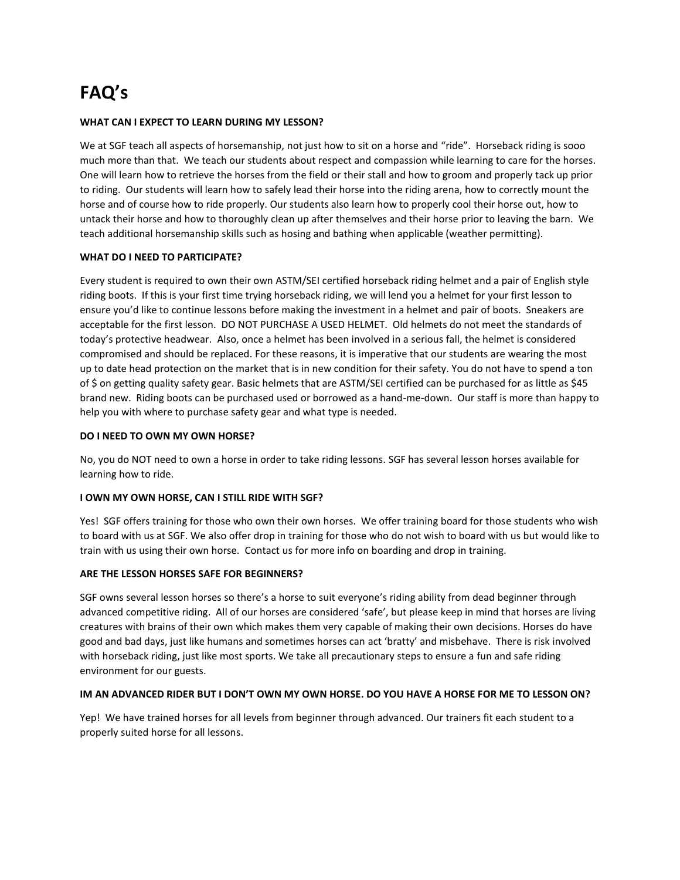# FAQ's

**WHAT CAN I EXPECT TO LEARN DURING MY LESSON?**

We at SGF teach all aspects of horsemanship, not just how to sit on a horse and "ride". Horseback riding is sooo much more than that. We teach our students about respect and compassion while learning to care for the horses. One will learn how to retrieve the horses from the field or their stall and how to groom and properly tack up prior to riding. Our students will learn how to safely lead their horse into the riding arena, how to correctly mount the horse and of course how to ride properly. Our students also learn how to properly cool their horse out, how to untack their horse and how to thoroughly clean up after themselves and their horse prior to leaving the barn. We teach additional horsemanship skills such as hosing and bathing when applicable (weather permitting).

**WHAT DO I NEED TO PARTICIPATE?**

Every student is required to own their own ASTM/SEI certified horseback riding helmet and a pair of English style riding boots. If this is your first time trying horseback riding, we will lend you a helmet for your first lesson to ensure you'd like to continue lessons before making the investment in a helmet and pair of boots. Sneakers are acceptable for the first lesson. DO NOT PURCHASE A USED HELMET. Old helmets do not meet the standards of today's protective headwear. Also, once a helmet has been involved in a serious fall, the helmet is considered compromised and should be replaced. For these reasons, it is imperative that our students are wearing the most up to date head protection on the market that is in new condition for their safety. You do not have to spend a ton of $ on getting quality safety gear. Basic helmets that are ASTM/SEI certified can be purchased for as little as $45 brand new. Riding boots can be purchased used or borrowed as a hand-me-down. Our staff is more than happy to help you with where to purchase safety gear and what type is needed.

**DO I NEED TO OWN MY OWN HORSE?**

No, you do NOT need to own a horse in order to take riding lessons. SGF has several lesson horses available for learning how to ride.

**I OWN MY OWN HORSE, CAN I STILL RIDE WITH SGF?**

Yes! SGF offers training for those who own their own horses. We offer training board for those students who wish to board with us at SGF. We also offer drop in training for those who do not wish to board with us but would like to train with us using their own horse. Contact us for more info on boarding and drop in training.

**ARE THE LESSON HORSES SAFE FOR BEGINNERS?**

SGF owns several lesson horses so there's a horse to suit everyone's riding ability from dead beginner through advanced competitive riding. All of our horses are considered 'safe', but please keep in mind that horses are living creatures with brains of their own which makes them very capable of making their own decisions. Horses do have good and bad days, just like humans and sometimes horses can act 'bratty' and misbehave. There is risk involved with horseback riding, just like most sports. We take all precautionary steps to ensure a fun and safe riding environment for our guests.

**IM AN ADVANCED RIDER BUT I DON'T OWN MY OWN HORSE. DO YOU HAVE A HORSE FOR ME TO LESSON ON?**

Yep! We have trained horses for all levels from beginner through advanced. Our trainers fit each student to a properly suited horse for all lessons.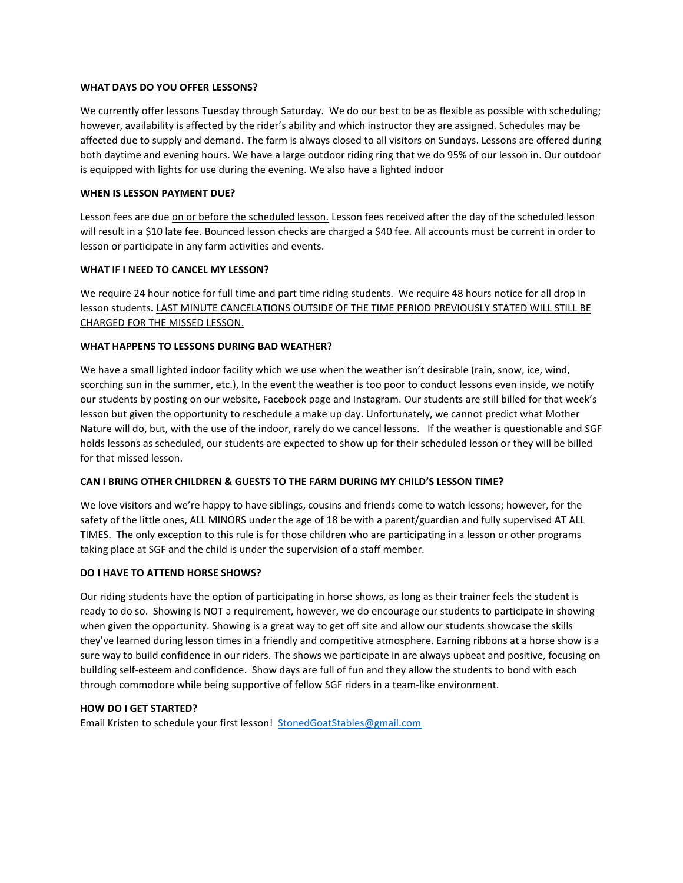**WHAT DAYS DO YOU OFFER LESSONS?**

We currently offer lessons Tuesday through Saturday. We do our best to be as flexible as possible with scheduling; however, availability is affected by the rider's ability and which instructor they are assigned. Schedules may be affected due to supply and demand. The farm is always closed to all visitors on Sundays. Lessons are offered during both daytime and evening hours. We have a large outdoor riding ring that we do 95% of our lesson in. Our outdoor is equipped with lights for use during the evening. We also have a lighted indoor

**WHEN IS LESSON PAYMENT DUE?**

Lesson fees are due <u>on or before the scheduled lesson.</u> Lesson fees received after the day of the scheduled lesson will result in a $10 late fee. Bounced lesson checks are charged a $40 fee. All accounts must be current in order to lesson or participate in any farm activities and events.

**WHAT IF I NEED TO CANCEL MY LESSON?**

We require 24 hour notice for full time and part time riding students. We require 48 hours notice for all drop in lesson students**.** <u>LAST MINUTE CANCELATIONS OUTSIDE OF THE TIME PERIOD PREVIOUSLY STATED WILL STILL BE CHARGED FOR THE MISSED LESSON.</u>

**WHAT HAPPENS TO LESSONS DURING BAD WEATHER?**

We have a small lighted indoor facility which we use when the weather isn't desirable (rain, snow, ice, wind, scorching sun in the summer, etc.), In the event the weather is too poor to conduct lessons even inside, we notify our students by posting on our website, Facebook page and Instagram. Our students are still billed for that week's lesson but given the opportunity to reschedule a make up day. Unfortunately, we cannot predict what Mother Nature will do, but, with the use of the indoor, rarely do we cancel lessons. If the weather is questionable and SGF holds lessons as scheduled, our students are expected to show up for their scheduled lesson or they will be billed for that missed lesson.

**CAN I BRING OTHER CHILDREN & GUESTS TO THE FARM DURING MY CHILD'S LESSON TIME?**

We love visitors and we're happy to have siblings, cousins and friends come to watch lessons; however, for the safety of the little ones, ALL MINORS under the age of 18 be with a parent/guardian and fully supervised AT ALL TIMES. The only exception to this rule is for those children who are participating in a lesson or other programs taking place at SGF and the child is under the supervision of a staff member.

**DO I HAVE TO ATTEND HORSE SHOWS?**

Our riding students have the option of participating in horse shows, as long as their trainer feels the student is ready to do so. Showing is NOT a requirement, however, we do encourage our students to participate in showing when given the opportunity. Showing is a great way to get off site and allow our students showcase the skills they've learned during lesson times in a friendly and competitive atmosphere. Earning ribbons at a horse show is a sure way to build confidence in our riders. The shows we participate in are always upbeat and positive, focusing on building self-esteem and confidence. Show days are full of fun and they allow the students to bond with each through commodore while being supportive of fellow SGF riders in a team-like environment.

**HOW DO I GET STARTED?**

Email Kristen to schedule your first lesson! [StonedGoatStables@gmail.com](mailto:StonedGoatStables@gmail.com)